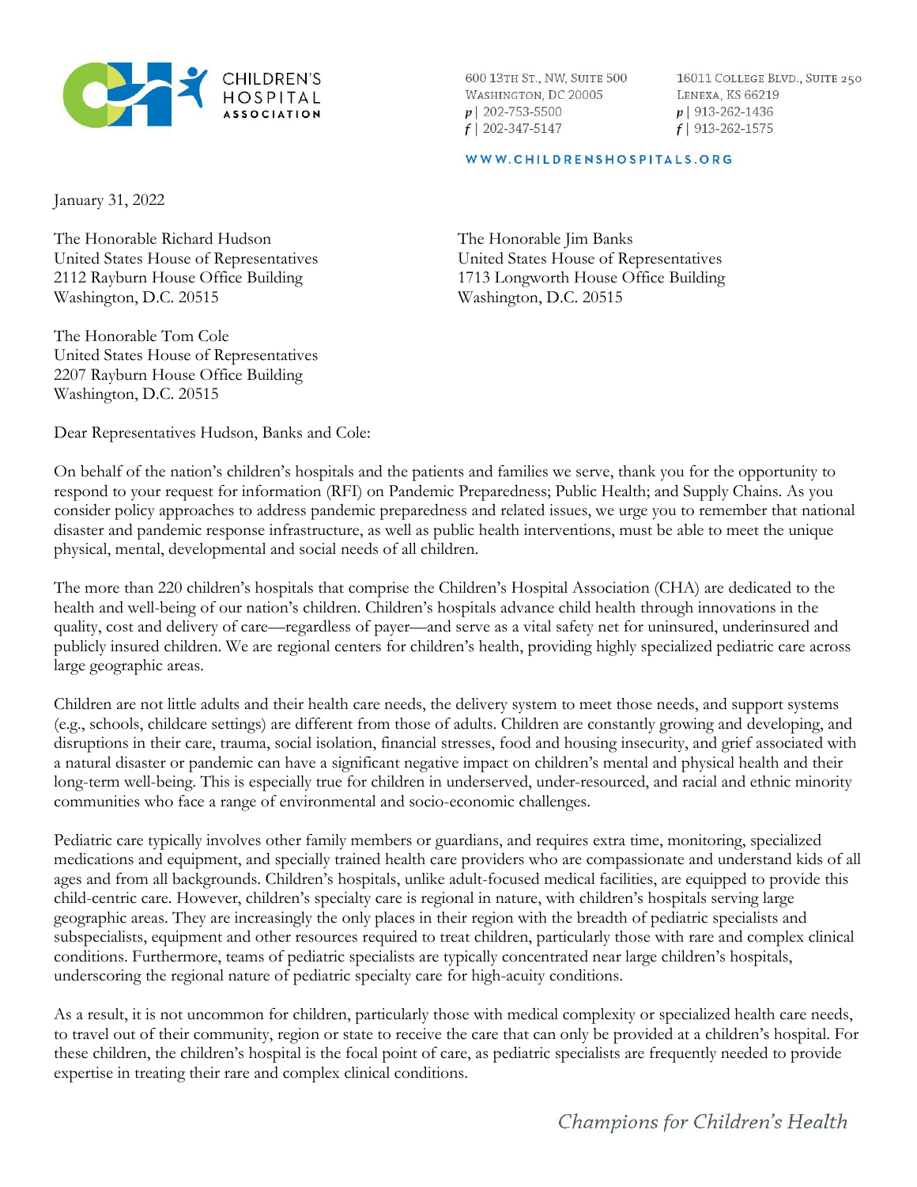CHILDREN'S HOSPITAL ASSOCIATION

600 13TH ST., NW, SUITE 500
WASHINGTON, DC 20005
p | 202-753-5500
f | 202-347-5147

16011 COLLEGE BLVD., SUITE 250
LENEXA, KS 66219
p | 913-262-1436
f | 913-262-1575

WWW.CHILDRENSHOSPITALS.ORG

January 31, 2022

The Honorable Richard Hudson
United States House of Representatives
2112 Rayburn House Office Building
Washington, D.C. 20515

The Honorable Jim Banks
United States House of Representatives
1713 Longworth House Office Building
Washington, D.C. 20515

The Honorable Tom Cole
United States House of Representatives
2207 Rayburn House Office Building
Washington, D.C. 20515

Dear Representatives Hudson, Banks and Cole:

On behalf of the nation's children's hospitals and the patients and families we serve, thank you for the opportunity to respond to your request for information (RFI) on Pandemic Preparedness; Public Health; and Supply Chains. As you consider policy approaches to address pandemic preparedness and related issues, we urge you to remember that national disaster and pandemic response infrastructure, as well as public health interventions, must be able to meet the unique physical, mental, developmental and social needs of all children.

The more than 220 children's hospitals that comprise the Children's Hospital Association (CHA) are dedicated to the health and well-being of our nation's children. Children's hospitals advance child health through innovations in the quality, cost and delivery of care—regardless of payer—and serve as a vital safety net for uninsured, underinsured and publicly insured children. We are regional centers for children's health, providing highly specialized pediatric care across large geographic areas.

Children are not little adults and their health care needs, the delivery system to meet those needs, and support systems (e.g., schools, childcare settings) are different from those of adults. Children are constantly growing and developing, and disruptions in their care, trauma, social isolation, financial stresses, food and housing insecurity, and grief associated with a natural disaster or pandemic can have a significant negative impact on children's mental and physical health and their long-term well-being. This is especially true for children in underserved, under-resourced, and racial and ethnic minority communities who face a range of environmental and socio-economic challenges.

Pediatric care typically involves other family members or guardians, and requires extra time, monitoring, specialized medications and equipment, and specially trained health care providers who are compassionate and understand kids of all ages and from all backgrounds. Children's hospitals, unlike adult-focused medical facilities, are equipped to provide this child-centric care. However, children's specialty care is regional in nature, with children's hospitals serving large geographic areas. They are increasingly the only places in their region with the breadth of pediatric specialists and subspecialists, equipment and other resources required to treat children, particularly those with rare and complex clinical conditions. Furthermore, teams of pediatric specialists are typically concentrated near large children's hospitals, underscoring the regional nature of pediatric specialty care for high-acuity conditions.

As a result, it is not uncommon for children, particularly those with medical complexity or specialized health care needs, to travel out of their community, region or state to receive the care that can only be provided at a children's hospital. For these children, the children's hospital is the focal point of care, as pediatric specialists are frequently needed to provide expertise in treating their rare and complex clinical conditions.

*Champions for Children's Health*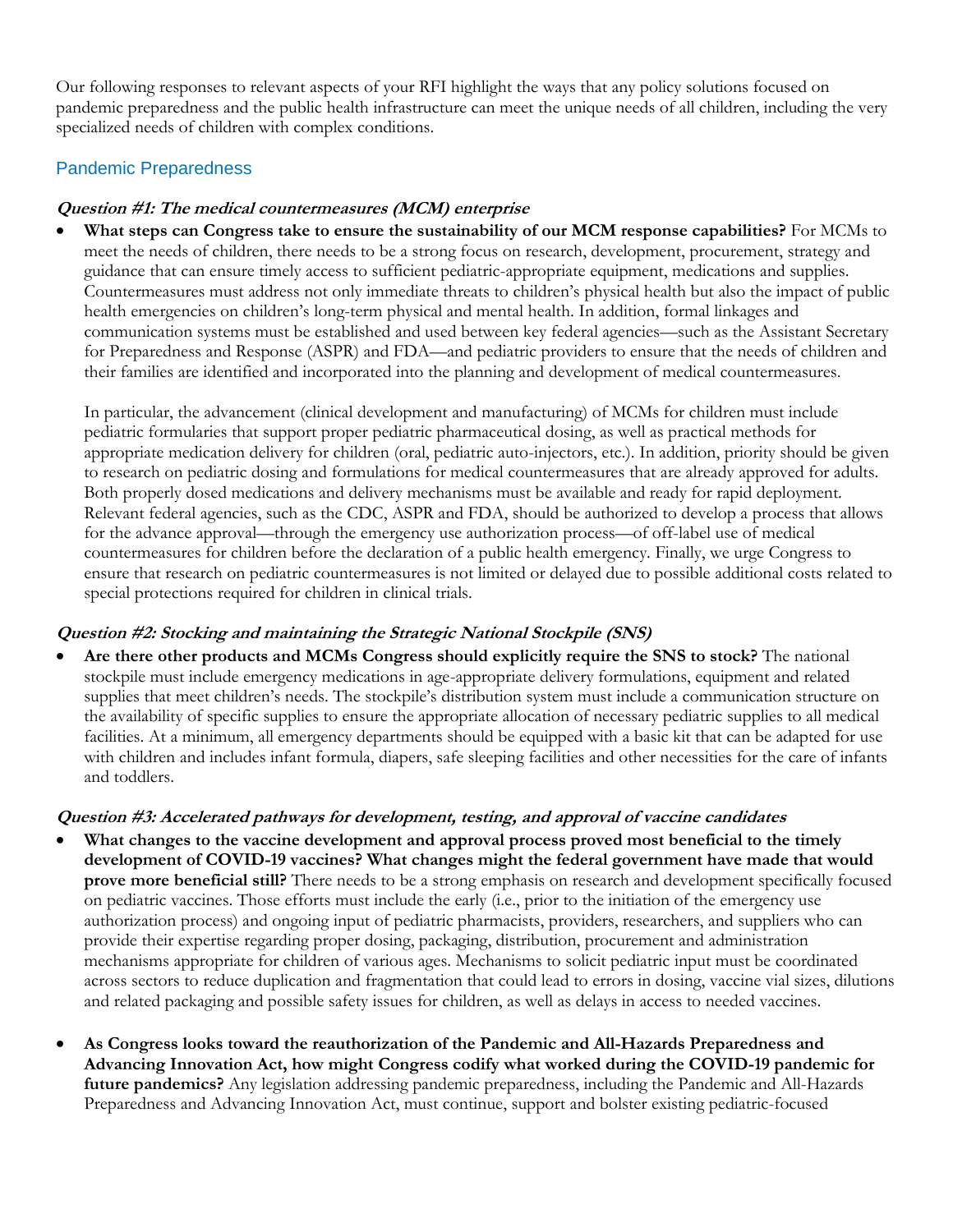Our following responses to relevant aspects of your RFI highlight the ways that any policy solutions focused on pandemic preparedness and the public health infrastructure can meet the unique needs of all children, including the very specialized needs of children with complex conditions.

## Pandemic Preparedness

### *Question #1: The medical countermeasures (MCM) enterprise*

- **What steps can Congress take to ensure the sustainability of our MCM response capabilities?** For MCMs to meet the needs of children, there needs to be a strong focus on research, development, procurement, strategy and guidance that can ensure timely access to sufficient pediatric-appropriate equipment, medications and supplies. Countermeasures must address not only immediate threats to children's physical health but also the impact of public health emergencies on children's long-term physical and mental health. In addition, formal linkages and communication systems must be established and used between key federal agencies—such as the Assistant Secretary for Preparedness and Response (ASPR) and FDA—and pediatric providers to ensure that the needs of children and their families are identified and incorporated into the planning and development of medical countermeasures.

  In particular, the advancement (clinical development and manufacturing) of MCMs for children must include pediatric formularies that support proper pediatric pharmaceutical dosing, as well as practical methods for appropriate medication delivery for children (oral, pediatric auto-injectors, etc.). In addition, priority should be given to research on pediatric dosing and formulations for medical countermeasures that are already approved for adults. Both properly dosed medications and delivery mechanisms must be available and ready for rapid deployment. Relevant federal agencies, such as the CDC, ASPR and FDA, should be authorized to develop a process that allows for the advance approval—through the emergency use authorization process—of off-label use of medical countermeasures for children before the declaration of a public health emergency. Finally, we urge Congress to ensure that research on pediatric countermeasures is not limited or delayed due to possible additional costs related to special protections required for children in clinical trials.

### *Question #2: Stocking and maintaining the Strategic National Stockpile (SNS)*

- **Are there other products and MCMs Congress should explicitly require the SNS to stock?** The national stockpile must include emergency medications in age-appropriate delivery formulations, equipment and related supplies that meet children's needs. The stockpile's distribution system must include a communication structure on the availability of specific supplies to ensure the appropriate allocation of necessary pediatric supplies to all medical facilities. At a minimum, all emergency departments should be equipped with a basic kit that can be adapted for use with children and includes infant formula, diapers, safe sleeping facilities and other necessities for the care of infants and toddlers.

### *Question #3: Accelerated pathways for development, testing, and approval of vaccine candidates*

- **What changes to the vaccine development and approval process proved most beneficial to the timely development of COVID-19 vaccines? What changes might the federal government have made that would prove more beneficial still?** There needs to be a strong emphasis on research and development specifically focused on pediatric vaccines. Those efforts must include the early (i.e., prior to the initiation of the emergency use authorization process) and ongoing input of pediatric pharmacists, providers, researchers, and suppliers who can provide their expertise regarding proper dosing, packaging, distribution, procurement and administration mechanisms appropriate for children of various ages. Mechanisms to solicit pediatric input must be coordinated across sectors to reduce duplication and fragmentation that could lead to errors in dosing, vaccine vial sizes, dilutions and related packaging and possible safety issues for children, as well as delays in access to needed vaccines.

- **As Congress looks toward the reauthorization of the Pandemic and All-Hazards Preparedness and Advancing Innovation Act, how might Congress codify what worked during the COVID-19 pandemic for future pandemics?** Any legislation addressing pandemic preparedness, including the Pandemic and All-Hazards Preparedness and Advancing Innovation Act, must continue, support and bolster existing pediatric-focused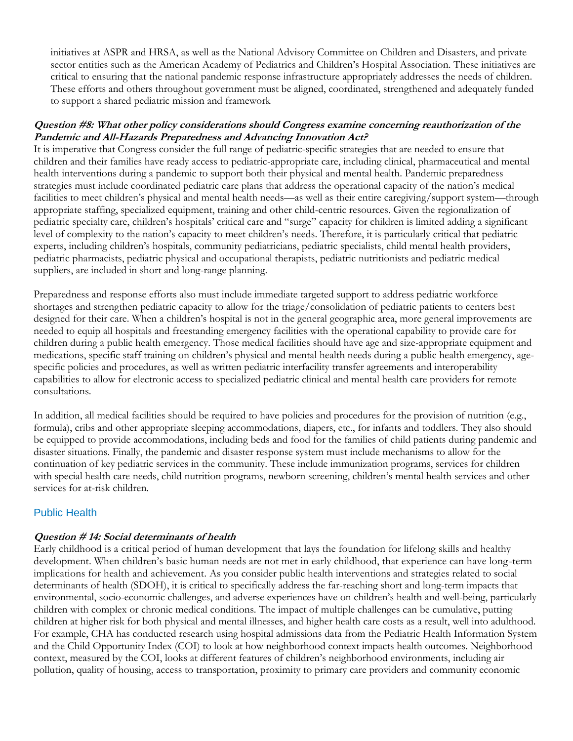initiatives at ASPR and HRSA, as well as the National Advisory Committee on Children and Disasters, and private sector entities such as the American Academy of Pediatrics and Children's Hospital Association. These initiatives are critical to ensuring that the national pandemic response infrastructure appropriately addresses the needs of children. These efforts and others throughout government must be aligned, coordinated, strengthened and adequately funded to support a shared pediatric mission and framework

***Question #8: What other policy considerations should Congress examine concerning reauthorization of the Pandemic and All-Hazards Preparedness and Advancing Innovation Act?***

It is imperative that Congress consider the full range of pediatric-specific strategies that are needed to ensure that children and their families have ready access to pediatric-appropriate care, including clinical, pharmaceutical and mental health interventions during a pandemic to support both their physical and mental health. Pandemic preparedness strategies must include coordinated pediatric care plans that address the operational capacity of the nation's medical facilities to meet children's physical and mental health needs—as well as their entire caregiving/support system—through appropriate staffing, specialized equipment, training and other child-centric resources. Given the regionalization of pediatric specialty care, children's hospitals' critical care and "surge" capacity for children is limited adding a significant level of complexity to the nation's capacity to meet children's needs. Therefore, it is particularly critical that pediatric experts, including children's hospitals, community pediatricians, pediatric specialists, child mental health providers, pediatric pharmacists, pediatric physical and occupational therapists, pediatric nutritionists and pediatric medical suppliers, are included in short and long-range planning.

Preparedness and response efforts also must include immediate targeted support to address pediatric workforce shortages and strengthen pediatric capacity to allow for the triage/consolidation of pediatric patients to centers best designed for their care. When a children's hospital is not in the general geographic area, more general improvements are needed to equip all hospitals and freestanding emergency facilities with the operational capability to provide care for children during a public health emergency. Those medical facilities should have age and size-appropriate equipment and medications, specific staff training on children's physical and mental health needs during a public health emergency, age-specific policies and procedures, as well as written pediatric interfacility transfer agreements and interoperability capabilities to allow for electronic access to specialized pediatric clinical and mental health care providers for remote consultations.

In addition, all medical facilities should be required to have policies and procedures for the provision of nutrition (e.g., formula), cribs and other appropriate sleeping accommodations, diapers, etc., for infants and toddlers. They also should be equipped to provide accommodations, including beds and food for the families of child patients during pandemic and disaster situations. Finally, the pandemic and disaster response system must include mechanisms to allow for the continuation of key pediatric services in the community. These include immunization programs, services for children with special health care needs, child nutrition programs, newborn screening, children's mental health services and other services for at-risk children.

## Public Health

***Question # 14: Social determinants of health***

Early childhood is a critical period of human development that lays the foundation for lifelong skills and healthy development. When children's basic human needs are not met in early childhood, that experience can have long-term implications for health and achievement. As you consider public health interventions and strategies related to social determinants of health (SDOH), it is critical to specifically address the far-reaching short and long-term impacts that environmental, socio-economic challenges, and adverse experiences have on children's health and well-being, particularly children with complex or chronic medical conditions. The impact of multiple challenges can be cumulative, putting children at higher risk for both physical and mental illnesses, and higher health care costs as a result, well into adulthood. For example, CHA has conducted research using hospital admissions data from the Pediatric Health Information System and the Child Opportunity Index (COI) to look at how neighborhood context impacts health outcomes. Neighborhood context, measured by the COI, looks at different features of children's neighborhood environments, including air pollution, quality of housing, access to transportation, proximity to primary care providers and community economic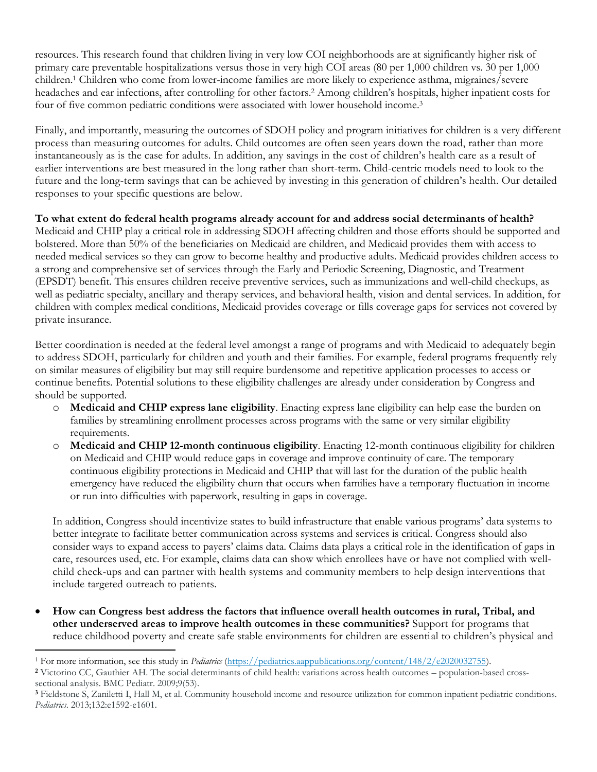resources. This research found that children living in very low COI neighborhoods are at significantly higher risk of primary care preventable hospitalizations versus those in very high COI areas (80 per 1,000 children vs. 30 per 1,000 children.[1] Children who come from lower-income families are more likely to experience asthma, migraines/severe headaches and ear infections, after controlling for other factors.[2] Among children's hospitals, higher inpatient costs for four of five common pediatric conditions were associated with lower household income.[3]

Finally, and importantly, measuring the outcomes of SDOH policy and program initiatives for children is a very different process than measuring outcomes for adults. Child outcomes are often seen years down the road, rather than more instantaneously as is the case for adults. In addition, any savings in the cost of children's health care as a result of earlier interventions are best measured in the long rather than short-term. Child-centric models need to look to the future and the long-term savings that can be achieved by investing in this generation of children's health. Our detailed responses to your specific questions are below.

**To what extent do federal health programs already account for and address social determinants of health?**
Medicaid and CHIP play a critical role in addressing SDOH affecting children and those efforts should be supported and bolstered. More than 50% of the beneficiaries on Medicaid are children, and Medicaid provides them with access to needed medical services so they can grow to become healthy and productive adults. Medicaid provides children access to a strong and comprehensive set of services through the Early and Periodic Screening, Diagnostic, and Treatment (EPSDT) benefit. This ensures children receive preventive services, such as immunizations and well-child checkups, as well as pediatric specialty, ancillary and therapy services, and behavioral health, vision and dental services. In addition, for children with complex medical conditions, Medicaid provides coverage or fills coverage gaps for services not covered by private insurance.

Better coordination is needed at the federal level amongst a range of programs and with Medicaid to adequately begin to address SDOH, particularly for children and youth and their families. For example, federal programs frequently rely on similar measures of eligibility but may still require burdensome and repetitive application processes to access or continue benefits. Potential solutions to these eligibility challenges are already under consideration by Congress and should be supported.

- **Medicaid and CHIP express lane eligibility**. Enacting express lane eligibility can help ease the burden on families by streamlining enrollment processes across programs with the same or very similar eligibility requirements.
- **Medicaid and CHIP 12-month continuous eligibility**. Enacting 12-month continuous eligibility for children on Medicaid and CHIP would reduce gaps in coverage and improve continuity of care. The temporary continuous eligibility protections in Medicaid and CHIP that will last for the duration of the public health emergency have reduced the eligibility churn that occurs when families have a temporary fluctuation in income or run into difficulties with paperwork, resulting in gaps in coverage.

In addition, Congress should incentivize states to build infrastructure that enable various programs' data systems to better integrate to facilitate better communication across systems and services is critical. Congress should also consider ways to expand access to payers' claims data. Claims data plays a critical role in the identification of gaps in care, resources used, etc. For example, claims data can show which enrollees have or have not complied with well-child check-ups and can partner with health systems and community members to help design interventions that include targeted outreach to patients.

- **How can Congress best address the factors that influence overall health outcomes in rural, Tribal, and other underserved areas to improve health outcomes in these communities?** Support for programs that reduce childhood poverty and create safe stable environments for children are essential to children's physical and

[1] For more information, see this study in *Pediatrics* (https://pediatrics.aappublications.org/content/148/2/e2020032755).
[2] Victorino CC, Gauthier AH. The social determinants of child health: variations across health outcomes – population-based cross-sectional analysis. BMC Pediatr. 2009;9(53).
[3] Fieldstone S, Zaniletti I, Hall M, et al. Community household income and resource utilization for common inpatient pediatric conditions. *Pediatrics*. 2013;132:e1592-e1601.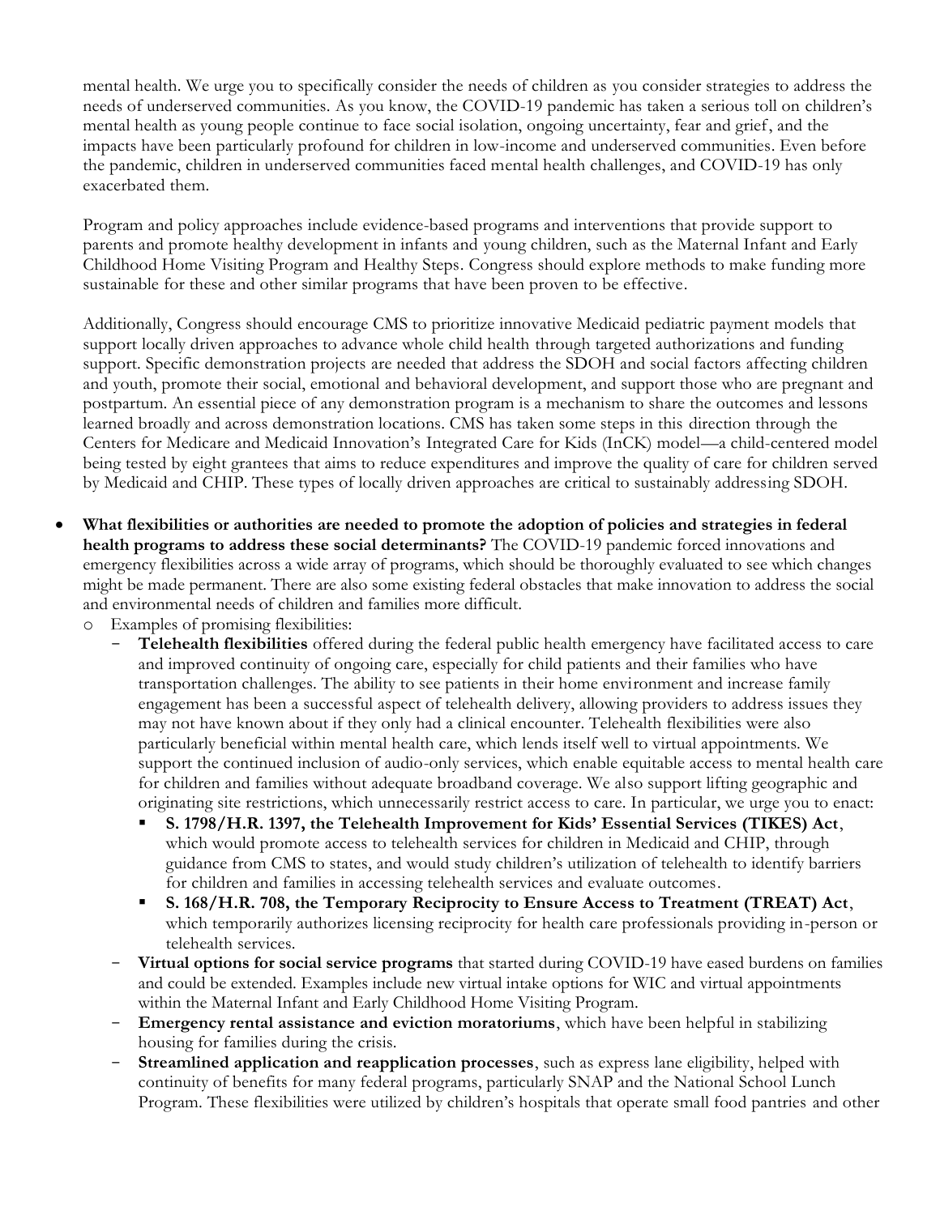mental health. We urge you to specifically consider the needs of children as you consider strategies to address the needs of underserved communities. As you know, the COVID-19 pandemic has taken a serious toll on children's mental health as young people continue to face social isolation, ongoing uncertainty, fear and grief, and the impacts have been particularly profound for children in low-income and underserved communities. Even before the pandemic, children in underserved communities faced mental health challenges, and COVID-19 has only exacerbated them.

Program and policy approaches include evidence-based programs and interventions that provide support to parents and promote healthy development in infants and young children, such as the Maternal Infant and Early Childhood Home Visiting Program and Healthy Steps. Congress should explore methods to make funding more sustainable for these and other similar programs that have been proven to be effective.

Additionally, Congress should encourage CMS to prioritize innovative Medicaid pediatric payment models that support locally driven approaches to advance whole child health through targeted authorizations and funding support. Specific demonstration projects are needed that address the SDOH and social factors affecting children and youth, promote their social, emotional and behavioral development, and support those who are pregnant and postpartum. An essential piece of any demonstration program is a mechanism to share the outcomes and lessons learned broadly and across demonstration locations. CMS has taken some steps in this direction through the Centers for Medicare and Medicaid Innovation's Integrated Care for Kids (InCK) model—a child-centered model being tested by eight grantees that aims to reduce expenditures and improve the quality of care for children served by Medicaid and CHIP. These types of locally driven approaches are critical to sustainably addressing SDOH.

- **What flexibilities or authorities are needed to promote the adoption of policies and strategies in federal health programs to address these social determinants?** The COVID-19 pandemic forced innovations and emergency flexibilities across a wide array of programs, which should be thoroughly evaluated to see which changes might be made permanent. There are also some existing federal obstacles that make innovation to address the social and environmental needs of children and families more difficult.
  - Examples of promising flexibilities:
    - **Telehealth flexibilities** offered during the federal public health emergency have facilitated access to care and improved continuity of ongoing care, especially for child patients and their families who have transportation challenges. The ability to see patients in their home environment and increase family engagement has been a successful aspect of telehealth delivery, allowing providers to address issues they may not have known about if they only had a clinical encounter. Telehealth flexibilities were also particularly beneficial within mental health care, which lends itself well to virtual appointments. We support the continued inclusion of audio-only services, which enable equitable access to mental health care for children and families without adequate broadband coverage. We also support lifting geographic and originating site restrictions, which unnecessarily restrict access to care. In particular, we urge you to enact:
      - **S. 1798/H.R. 1397, the Telehealth Improvement for Kids' Essential Services (TIKES) Act**, which would promote access to telehealth services for children in Medicaid and CHIP, through guidance from CMS to states, and would study children's utilization of telehealth to identify barriers for children and families in accessing telehealth services and evaluate outcomes.
      - **S. 168/H.R. 708, the Temporary Reciprocity to Ensure Access to Treatment (TREAT) Act**, which temporarily authorizes licensing reciprocity for health care professionals providing in-person or telehealth services.
    - **Virtual options for social service programs** that started during COVID-19 have eased burdens on families and could be extended. Examples include new virtual intake options for WIC and virtual appointments within the Maternal Infant and Early Childhood Home Visiting Program.
    - **Emergency rental assistance and eviction moratoriums**, which have been helpful in stabilizing housing for families during the crisis.
    - **Streamlined application and reapplication processes**, such as express lane eligibility, helped with continuity of benefits for many federal programs, particularly SNAP and the National School Lunch Program. These flexibilities were utilized by children's hospitals that operate small food pantries and other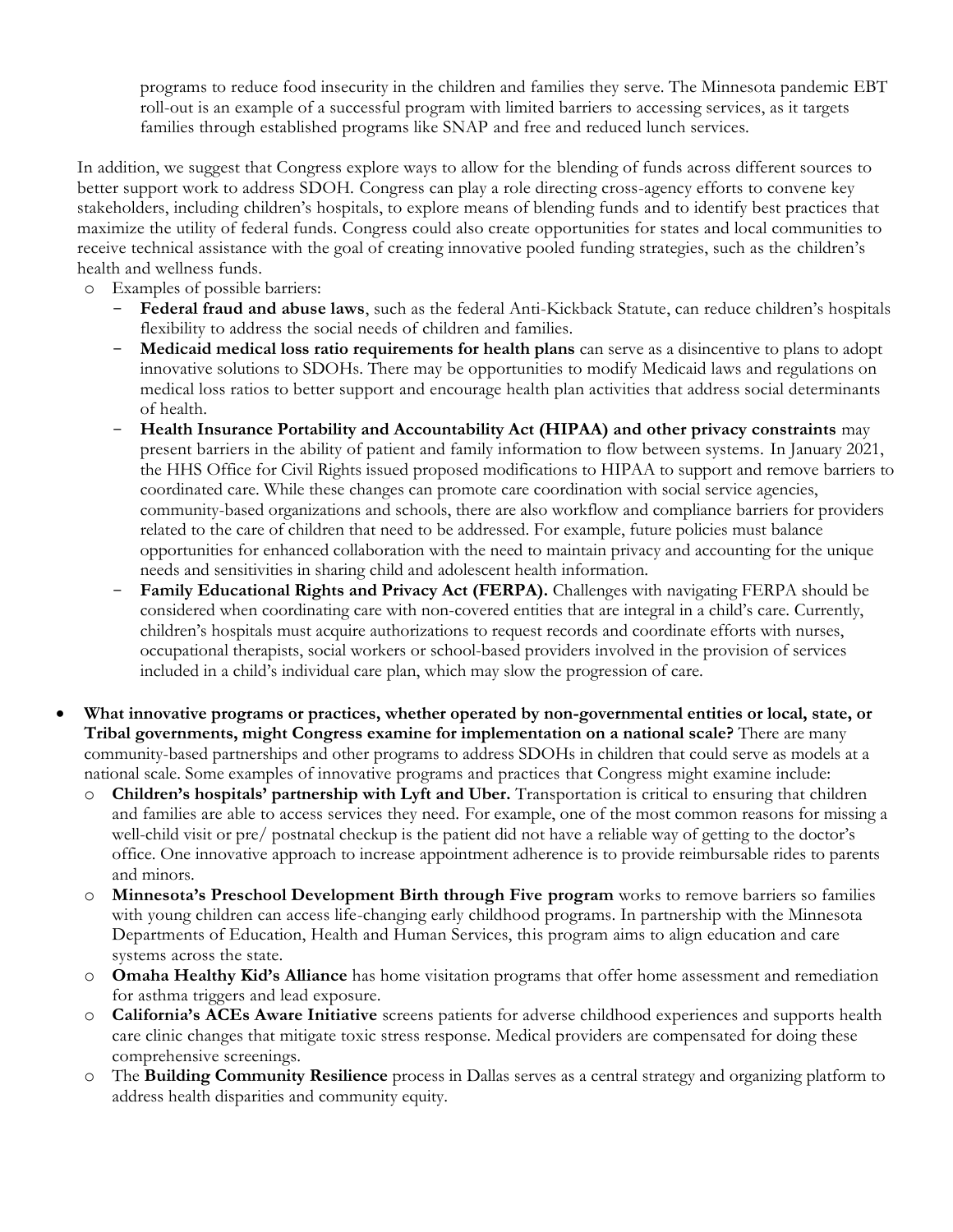programs to reduce food insecurity in the children and families they serve. The Minnesota pandemic EBT roll-out is an example of a successful program with limited barriers to accessing services, as it targets families through established programs like SNAP and free and reduced lunch services.

In addition, we suggest that Congress explore ways to allow for the blending of funds across different sources to better support work to address SDOH. Congress can play a role directing cross-agency efforts to convene key stakeholders, including children's hospitals, to explore means of blending funds and to identify best practices that maximize the utility of federal funds. Congress could also create opportunities for states and local communities to receive technical assistance with the goal of creating innovative pooled funding strategies, such as the children's health and wellness funds.

- Examples of possible barriers:
  - **Federal fraud and abuse laws**, such as the federal Anti-Kickback Statute, can reduce children's hospitals flexibility to address the social needs of children and families.
  - **Medicaid medical loss ratio requirements for health plans** can serve as a disincentive to plans to adopt innovative solutions to SDOHs. There may be opportunities to modify Medicaid laws and regulations on medical loss ratios to better support and encourage health plan activities that address social determinants of health.
  - **Health Insurance Portability and Accountability Act (HIPAA) and other privacy constraints** may present barriers in the ability of patient and family information to flow between systems. In January 2021, the HHS Office for Civil Rights issued proposed modifications to HIPAA to support and remove barriers to coordinated care. While these changes can promote care coordination with social service agencies, community-based organizations and schools, there are also workflow and compliance barriers for providers related to the care of children that need to be addressed. For example, future policies must balance opportunities for enhanced collaboration with the need to maintain privacy and accounting for the unique needs and sensitivities in sharing child and adolescent health information.
  - **Family Educational Rights and Privacy Act (FERPA).** Challenges with navigating FERPA should be considered when coordinating care with non-covered entities that are integral in a child's care. Currently, children's hospitals must acquire authorizations to request records and coordinate efforts with nurses, occupational therapists, social workers or school-based providers involved in the provision of services included in a child's individual care plan, which may slow the progression of care.

- **What innovative programs or practices, whether operated by non-governmental entities or local, state, or Tribal governments, might Congress examine for implementation on a national scale?** There are many community-based partnerships and other programs to address SDOHs in children that could serve as models at a national scale. Some examples of innovative programs and practices that Congress might examine include:
  - **Children's hospitals' partnership with Lyft and Uber.** Transportation is critical to ensuring that children and families are able to access services they need. For example, one of the most common reasons for missing a well-child visit or pre/ postnatal checkup is the patient did not have a reliable way of getting to the doctor's office. One innovative approach to increase appointment adherence is to provide reimbursable rides to parents and minors.
  - **Minnesota's Preschool Development Birth through Five program** works to remove barriers so families with young children can access life-changing early childhood programs. In partnership with the Minnesota Departments of Education, Health and Human Services, this program aims to align education and care systems across the state.
  - **Omaha Healthy Kid's Alliance** has home visitation programs that offer home assessment and remediation for asthma triggers and lead exposure.
  - **California's ACEs Aware Initiative** screens patients for adverse childhood experiences and supports health care clinic changes that mitigate toxic stress response. Medical providers are compensated for doing these comprehensive screenings.
  - The **Building Community Resilience** process in Dallas serves as a central strategy and organizing platform to address health disparities and community equity.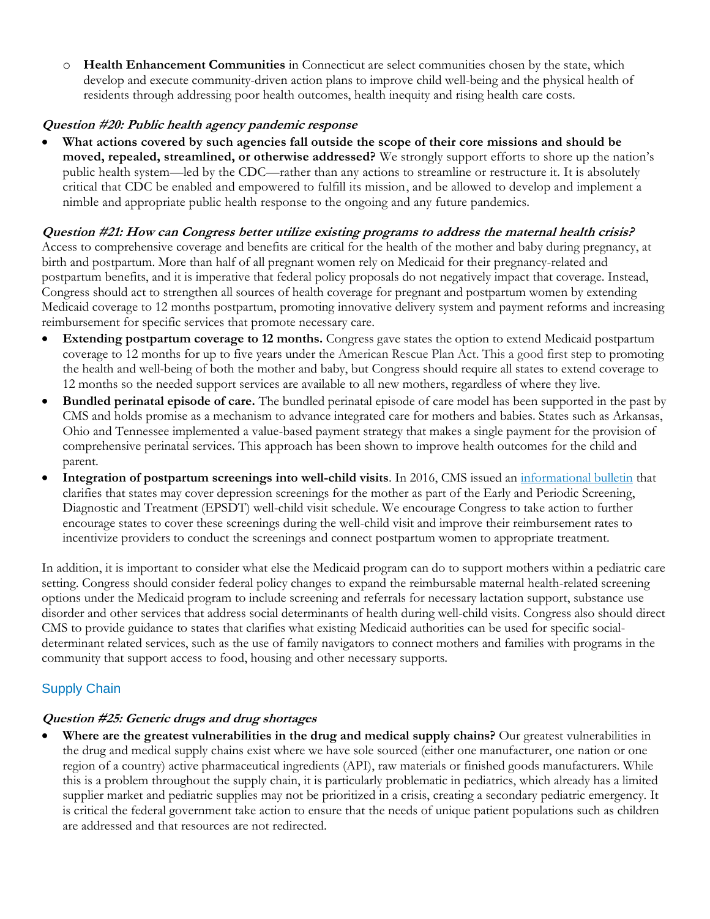- **Health Enhancement Communities** in Connecticut are select communities chosen by the state, which develop and execute community-driven action plans to improve child well-being and the physical health of residents through addressing poor health outcomes, health inequity and rising health care costs.

### *Question #20: Public health agency pandemic response*

- **What actions covered by such agencies fall outside the scope of their core missions and should be moved, repealed, streamlined, or otherwise addressed?** We strongly support efforts to shore up the nation's public health system—led by the CDC—rather than any actions to streamline or restructure it. It is absolutely critical that CDC be enabled and empowered to fulfill its mission, and be allowed to develop and implement a nimble and appropriate public health response to the ongoing and any future pandemics.

### *Question #21: How can Congress better utilize existing programs to address the maternal health crisis?*

Access to comprehensive coverage and benefits are critical for the health of the mother and baby during pregnancy, at birth and postpartum. More than half of all pregnant women rely on Medicaid for their pregnancy-related and postpartum benefits, and it is imperative that federal policy proposals do not negatively impact that coverage. Instead, Congress should act to strengthen all sources of health coverage for pregnant and postpartum women by extending Medicaid coverage to 12 months postpartum, promoting innovative delivery system and payment reforms and increasing reimbursement for specific services that promote necessary care.

- **Extending postpartum coverage to 12 months.** Congress gave states the option to extend Medicaid postpartum coverage to 12 months for up to five years under the American Rescue Plan Act. This a good first step to promoting the health and well-being of both the mother and baby, but Congress should require all states to extend coverage to 12 months so the needed support services are available to all new mothers, regardless of where they live.
- **Bundled perinatal episode of care.** The bundled perinatal episode of care model has been supported in the past by CMS and holds promise as a mechanism to advance integrated care for mothers and babies. States such as Arkansas, Ohio and Tennessee implemented a value-based payment strategy that makes a single payment for the provision of comprehensive perinatal services. This approach has been shown to improve health outcomes for the child and parent.
- **Integration of postpartum screenings into well-child visits**. In 2016, CMS issued an informational bulletin that clarifies that states may cover depression screenings for the mother as part of the Early and Periodic Screening, Diagnostic and Treatment (EPSDT) well-child visit schedule. We encourage Congress to take action to further encourage states to cover these screenings during the well-child visit and improve their reimbursement rates to incentivize providers to conduct the screenings and connect postpartum women to appropriate treatment.

In addition, it is important to consider what else the Medicaid program can do to support mothers within a pediatric care setting. Congress should consider federal policy changes to expand the reimbursable maternal health-related screening options under the Medicaid program to include screening and referrals for necessary lactation support, substance use disorder and other services that address social determinants of health during well-child visits. Congress also should direct CMS to provide guidance to states that clarifies what existing Medicaid authorities can be used for specific social-determinant related services, such as the use of family navigators to connect mothers and families with programs in the community that support access to food, housing and other necessary supports.

## Supply Chain

### *Question #25: Generic drugs and drug shortages*

- **Where are the greatest vulnerabilities in the drug and medical supply chains?** Our greatest vulnerabilities in the drug and medical supply chains exist where we have sole sourced (either one manufacturer, one nation or one region of a country) active pharmaceutical ingredients (API), raw materials or finished goods manufacturers. While this is a problem throughout the supply chain, it is particularly problematic in pediatrics, which already has a limited supplier market and pediatric supplies may not be prioritized in a crisis, creating a secondary pediatric emergency. It is critical the federal government take action to ensure that the needs of unique patient populations such as children are addressed and that resources are not redirected.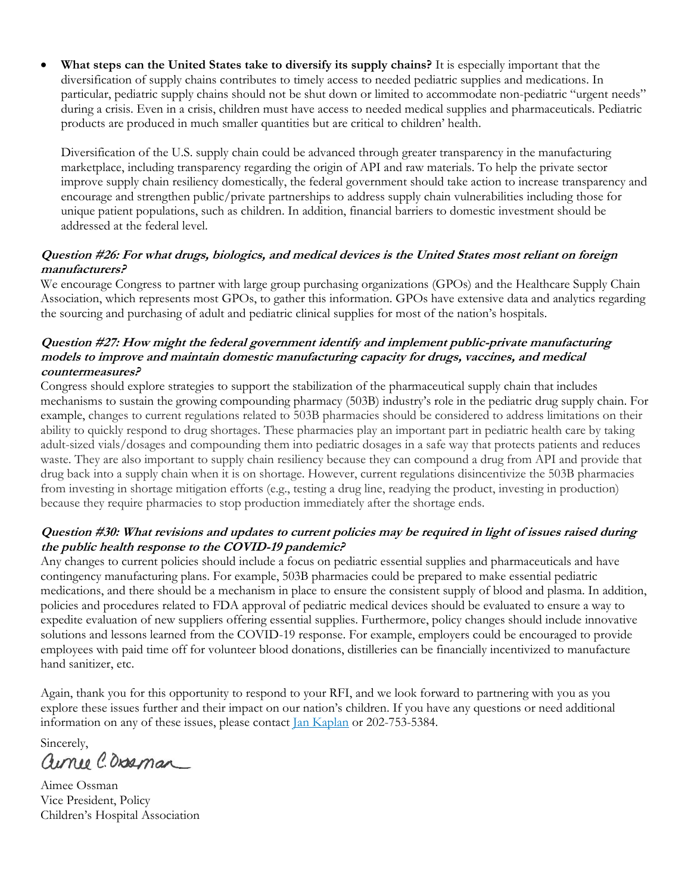- **What steps can the United States take to diversify its supply chains?** It is especially important that the diversification of supply chains contributes to timely access to needed pediatric supplies and medications. In particular, pediatric supply chains should not be shut down or limited to accommodate non-pediatric "urgent needs" during a crisis. Even in a crisis, children must have access to needed medical supplies and pharmaceuticals. Pediatric products are produced in much smaller quantities but are critical to children' health.

  Diversification of the U.S. supply chain could be advanced through greater transparency in the manufacturing marketplace, including transparency regarding the origin of API and raw materials. To help the private sector improve supply chain resiliency domestically, the federal government should take action to increase transparency and encourage and strengthen public/private partnerships to address supply chain vulnerabilities including those for unique patient populations, such as children. In addition, financial barriers to domestic investment should be addressed at the federal level.

***Question #26: For what drugs, biologics, and medical devices is the United States most reliant on foreign manufacturers?***

We encourage Congress to partner with large group purchasing organizations (GPOs) and the Healthcare Supply Chain Association, which represents most GPOs, to gather this information. GPOs have extensive data and analytics regarding the sourcing and purchasing of adult and pediatric clinical supplies for most of the nation's hospitals.

***Question #27: How might the federal government identify and implement public-private manufacturing models to improve and maintain domestic manufacturing capacity for drugs, vaccines, and medical countermeasures?***

Congress should explore strategies to support the stabilization of the pharmaceutical supply chain that includes mechanisms to sustain the growing compounding pharmacy (503B) industry's role in the pediatric drug supply chain. For example, changes to current regulations related to 503B pharmacies should be considered to address limitations on their ability to quickly respond to drug shortages. These pharmacies play an important part in pediatric health care by taking adult-sized vials/dosages and compounding them into pediatric dosages in a safe way that protects patients and reduces waste. They are also important to supply chain resiliency because they can compound a drug from API and provide that drug back into a supply chain when it is on shortage. However, current regulations disincentivize the 503B pharmacies from investing in shortage mitigation efforts (e.g., testing a drug line, readying the product, investing in production) because they require pharmacies to stop production immediately after the shortage ends.

***Question #30: What revisions and updates to current policies may be required in light of issues raised during the public health response to the COVID-19 pandemic?***

Any changes to current policies should include a focus on pediatric essential supplies and pharmaceuticals and have contingency manufacturing plans. For example, 503B pharmacies could be prepared to make essential pediatric medications, and there should be a mechanism in place to ensure the consistent supply of blood and plasma. In addition, policies and procedures related to FDA approval of pediatric medical devices should be evaluated to ensure a way to expedite evaluation of new suppliers offering essential supplies. Furthermore, policy changes should include innovative solutions and lessons learned from the COVID-19 response. For example, employers could be encouraged to provide employees with paid time off for volunteer blood donations, distilleries can be financially incentivized to manufacture hand sanitizer, etc.

Again, thank you for this opportunity to respond to your RFI, and we look forward to partnering with you as you explore these issues further and their impact on our nation's children. If you have any questions or need additional information on any of these issues, please contact Jan Kaplan or 202-753-5384.

Sincerely,

Aimee Ossman
Vice President, Policy
Children's Hospital Association